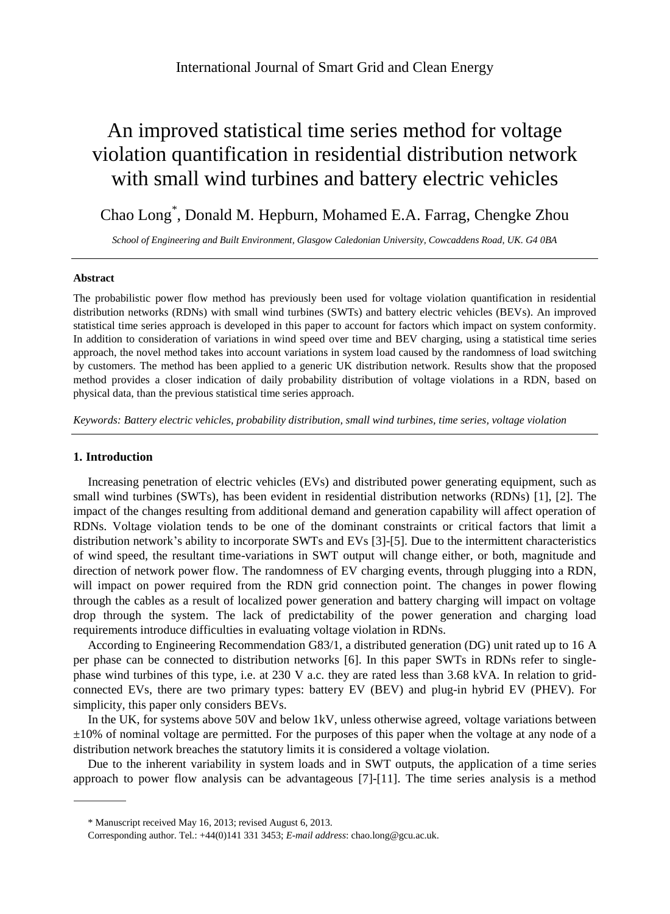# An improved statistical time series method for voltage violation quantification in residential distribution network with small wind turbines and battery electric vehicles

Chao Long[*], Donald M. Hepburn, Mohamed E.A. Farrag, Chengke Zhou

*School of Engineering and Built Environment, Glasgow Caledonian University, Cowcaddens Road, UK. G4 0BA*

---

**Abstract**

The probabilistic power flow method has previously been used for voltage violation quantification in residential distribution networks (RDNs) with small wind turbines (SWTs) and battery electric vehicles (BEVs). An improved statistical time series approach is developed in this paper to account for factors which impact on system conformity. In addition to consideration of variations in wind speed over time and BEV charging, using a statistical time series approach, the novel method takes into account variations in system load caused by the randomness of load switching by customers. The method has been applied to a generic UK distribution network. Results show that the proposed method provides a closer indication of daily probability distribution of voltage violations in a RDN, based on physical data, than the previous statistical time series approach.

*Keywords: Battery electric vehicles, probability distribution, small wind turbines, time series, voltage violation*

---

## 1. Introduction

Increasing penetration of electric vehicles (EVs) and distributed power generating equipment, such as small wind turbines (SWTs), has been evident in residential distribution networks (RDNs) [1], [2]. The impact of the changes resulting from additional demand and generation capability will affect operation of RDNs. Voltage violation tends to be one of the dominant constraints or critical factors that limit a distribution network's ability to incorporate SWTs and EVs [3]-[5]. Due to the intermittent characteristics of wind speed, the resultant time-variations in SWT output will change either, or both, magnitude and direction of network power flow. The randomness of EV charging events, through plugging into a RDN, will impact on power required from the RDN grid connection point. The changes in power flowing through the cables as a result of localized power generation and battery charging will impact on voltage drop through the system. The lack of predictability of the power generation and charging load requirements introduce difficulties in evaluating voltage violation in RDNs.

According to Engineering Recommendation G83/1, a distributed generation (DG) unit rated up to 16 A per phase can be connected to distribution networks [6]. In this paper SWTs in RDNs refer to single-phase wind turbines of this type, i.e. at 230 V a.c. they are rated less than 3.68 kVA. In relation to grid-connected EVs, there are two primary types: battery EV (BEV) and plug-in hybrid EV (PHEV). For simplicity, this paper only considers BEVs.

In the UK, for systems above 50V and below 1kV, unless otherwise agreed, voltage variations between ±10% of nominal voltage are permitted. For the purposes of this paper when the voltage at any node of a distribution network breaches the statutory limits it is considered a voltage violation.

Due to the inherent variability in system loads and in SWT outputs, the application of a time series approach to power flow analysis can be advantageous [7]-[11]. The time series analysis is a method

---

[*] Manuscript received May 16, 2013; revised August 6, 2013.

Corresponding author. Tel.: +44(0)141 331 3453; *E-mail address*: chao.long@gcu.ac.uk.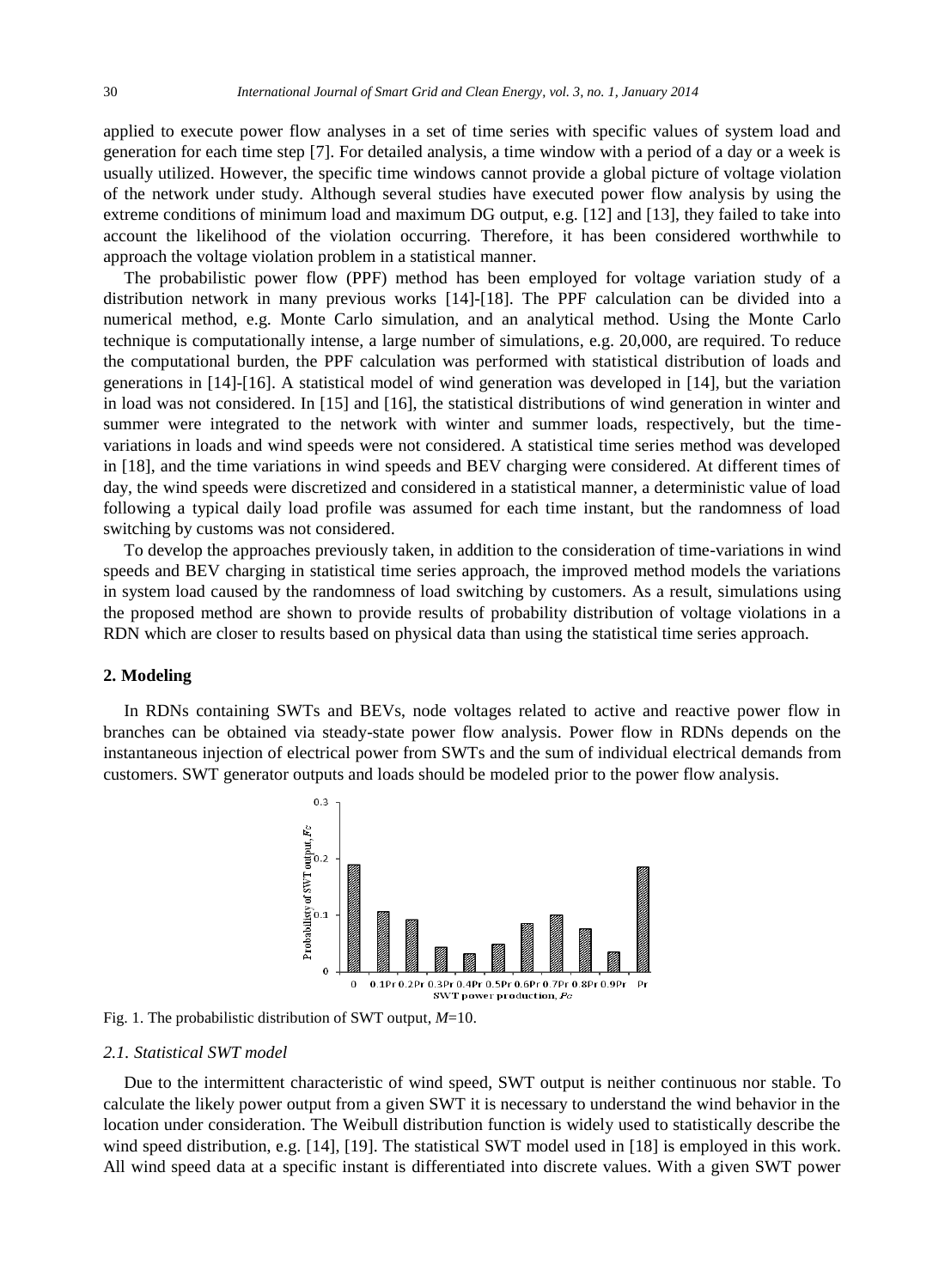applied to execute power flow analyses in a set of time series with specific values of system load and generation for each time step [7]. For detailed analysis, a time window with a period of a day or a week is usually utilized. However, the specific time windows cannot provide a global picture of voltage violation of the network under study. Although several studies have executed power flow analysis by using the extreme conditions of minimum load and maximum DG output, e.g. [12] and [13], they failed to take into account the likelihood of the violation occurring. Therefore, it has been considered worthwhile to approach the voltage violation problem in a statistical manner.

The probabilistic power flow (PPF) method has been employed for voltage variation study of a distribution network in many previous works [14]-[18]. The PPF calculation can be divided into a numerical method, e.g. Monte Carlo simulation, and an analytical method. Using the Monte Carlo technique is computationally intense, a large number of simulations, e.g. 20,000, are required. To reduce the computational burden, the PPF calculation was performed with statistical distribution of loads and generations in [14]-[16]. A statistical model of wind generation was developed in [14], but the variation in load was not considered. In [15] and [16], the statistical distributions of wind generation in winter and summer were integrated to the network with winter and summer loads, respectively, but the time-variations in loads and wind speeds were not considered. A statistical time series method was developed in [18], and the time variations in wind speeds and BEV charging were considered. At different times of day, the wind speeds were discretized and considered in a statistical manner, a deterministic value of load following a typical daily load profile was assumed for each time instant, but the randomness of load switching by customs was not considered.

To develop the approaches previously taken, in addition to the consideration of time-variations in wind speeds and BEV charging in statistical time series approach, the improved method models the variations in system load caused by the randomness of load switching by customers. As a result, simulations using the proposed method are shown to provide results of probability distribution of voltage violations in a RDN which are closer to results based on physical data than using the statistical time series approach.

## 2. Modeling

In RDNs containing SWTs and BEVs, node voltages related to active and reactive power flow in branches can be obtained via steady-state power flow analysis. Power flow in RDNs depends on the instantaneous injection of electrical power from SWTs and the sum of individual electrical demands from customers. SWT generator outputs and loads should be modeled prior to the power flow analysis.

Fig. 1. The probabilistic distribution of SWT output, $M$=10.

### 2.1. Statistical SWT model

Due to the intermittent characteristic of wind speed, SWT output is neither continuous nor stable. To calculate the likely power output from a given SWT it is necessary to understand the wind behavior in the location under consideration. The Weibull distribution function is widely used to statistically describe the wind speed distribution, e.g. [14], [19]. The statistical SWT model used in [18] is employed in this work. All wind speed data at a specific instant is differentiated into discrete values. With a given SWT power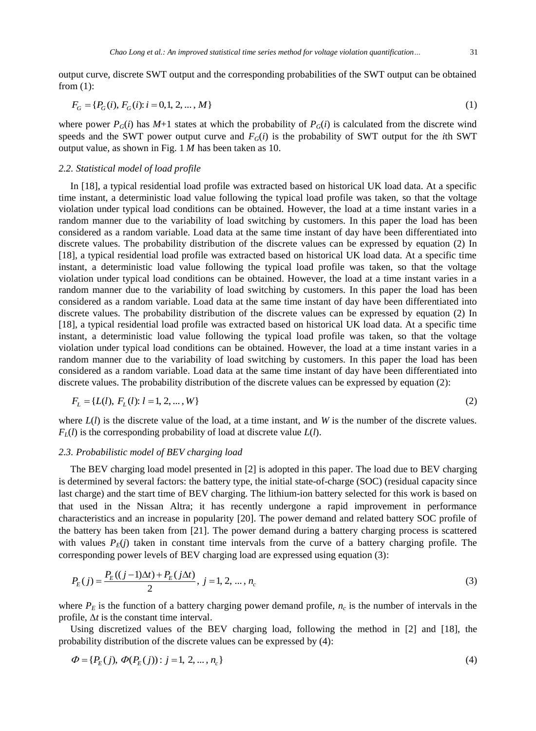output curve, discrete SWT output and the corresponding probabilities of the SWT output can be obtained from (1):

$$F_G = \{P_G(i),\ F_G(i): i = 0, 1, 2, \dots, M\} \tag{1}$$

where power $P_G(i)$ has $M$+1 states at which the probability of $P_G(i)$ is calculated from the discrete wind speeds and the SWT power output curve and $F_G(i)$ is the probability of SWT output for the $i$th SWT output value, as shown in Fig. 1 $M$ has been taken as 10.

### 2.2. Statistical model of load profile

In [18], a typical residential load profile was extracted based on historical UK load data. At a specific time instant, a deterministic load value following the typical load profile was taken, so that the voltage violation under typical load conditions can be obtained. However, the load at a time instant varies in a random manner due to the variability of load switching by customers. In this paper the load has been considered as a random variable. Load data at the same time instant of day have been differentiated into discrete values. The probability distribution of the discrete values can be expressed by equation (2) In [18], a typical residential load profile was extracted based on historical UK load data. At a specific time instant, a deterministic load value following the typical load profile was taken, so that the voltage violation under typical load conditions can be obtained. However, the load at a time instant varies in a random manner due to the variability of load switching by customers. In this paper the load has been considered as a random variable. Load data at the same time instant of day have been differentiated into discrete values. The probability distribution of the discrete values can be expressed by equation (2) In [18], a typical residential load profile was extracted based on historical UK load data. At a specific time instant, a deterministic load value following the typical load profile was taken, so that the voltage violation under typical load conditions can be obtained. However, the load at a time instant varies in a random manner due to the variability of load switching by customers. In this paper the load has been considered as a random variable. Load data at the same time instant of day have been differentiated into discrete values. The probability distribution of the discrete values can be expressed by equation (2):

$$F_L = \{L(l),\ F_L(l): l = 1, 2, \dots, W\} \tag{2}$$

where $L(l)$ is the discrete value of the load, at a time instant, and $W$ is the number of the discrete values. $F_L(l)$ is the corresponding probability of load at discrete value $L(l)$.

### 2.3. Probabilistic model of BEV charging load

The BEV charging load model presented in [2] is adopted in this paper. The load due to BEV charging is determined by several factors: the battery type, the initial state-of-charge (SOC) (residual capacity since last charge) and the start time of BEV charging. The lithium-ion battery selected for this work is based on that used in the Nissan Altra; it has recently undergone a rapid improvement in performance characteristics and an increase in popularity [20]. The power demand and related battery SOC profile of the battery has been taken from [21]. The power demand during a battery charging process is scattered with values $P_E(j)$ taken in constant time intervals from the curve of a battery charging profile. The corresponding power levels of BEV charging load are expressed using equation (3):

$$P_E(j) = \frac{P_E((j-1)\Delta t) + P_E(j\Delta t)}{2},\ j = 1, 2, \dots, n_c \tag{3}$$

where $P_E$ is the function of a battery charging power demand profile, $n_c$ is the number of intervals in the profile, $\Delta t$ is the constant time interval.

Using discretized values of the BEV charging load, following the method in [2] and [18], the probability distribution of the discrete values can be expressed by (4):

$$\Phi = \{P_E(j),\ \Phi(P_E(j)): j = 1, 2, \dots, n_c\} \tag{4}$$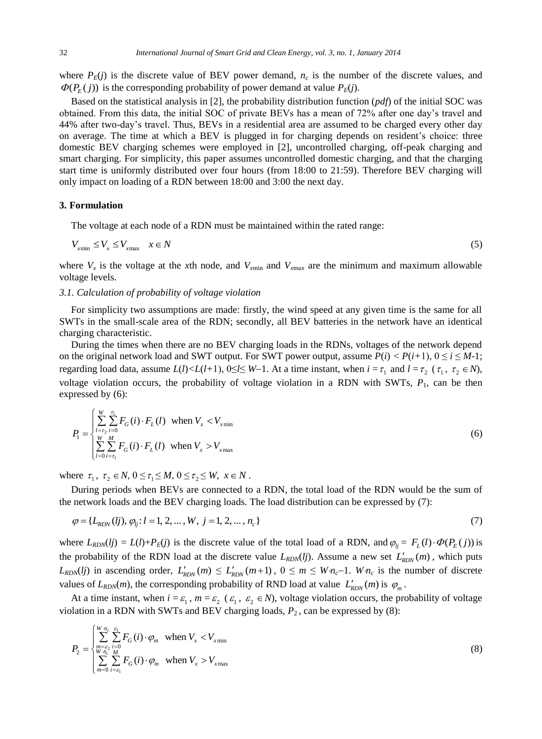where $P_E(j)$ is the discrete value of BEV power demand, $n_c$ is the number of the discrete values, and $\Phi(P_E(j))$ is the corresponding probability of power demand at value $P_E(j)$.

Based on the statistical analysis in [2], the probability distribution function (*pdf*) of the initial SOC was obtained. From this data, the initial SOC of private BEVs has a mean of 72% after one day's travel and 44% after two-day's travel. Thus, BEVs in a residential area are assumed to be charged every other day on average. The time at which a BEV is plugged in for charging depends on resident's choice: three domestic BEV charging schemes were employed in [2], uncontrolled charging, off-peak charging and smart charging. For simplicity, this paper assumes uncontrolled domestic charging, and that the charging start time is uniformly distributed over four hours (from 18:00 to 21:59). Therefore BEV charging will only impact on loading of a RDN between 18:00 and 3:00 the next day.

## 3. Formulation

The voltage at each node of a RDN must be maintained within the rated range:

$$V_{x\min} \le V_x \le V_{x\max} \quad x \in N \tag{5}$$

where $V_x$ is the voltage at the $x$th node, and $V_{x\min}$ and $V_{x\max}$ are the minimum and maximum allowable voltage levels.

### 3.1. Calculation of probability of voltage violation

For simplicity two assumptions are made: firstly, the wind speed at any given time is the same for all SWTs in the small-scale area of the RDN; secondly, all BEV batteries in the network have an identical charging characteristic.

During the times when there are no BEV charging loads in the RDNs, voltages of the network depend on the original network load and SWT output. For SWT power output, assume $P(i) < P(i+1)$, $0 \le i \le M-1$; regarding load data, assume $L(l) < L(l+1)$, $0 \le l \le W-1$. At a time instant, when $i = \tau_1$ and $l = \tau_2$ ($\tau_1, \tau_2 \in N$), voltage violation occurs, the probability of voltage violation in a RDN with SWTs, $P_1$, can be then expressed by (6):

$$P_1 = \begin{cases} \sum\limits_{l=\tau_2}^{W} \sum\limits_{i=0}^{\tau_1} F_G(i) \cdot F_L(l) & \text{when } V_x < V_{x\min} \\ \sum\limits_{l=0}^{W} \sum\limits_{i=\tau_1}^{M} F_G(i) \cdot F_L(l) & \text{when } V_x > V_{x\max} \end{cases} \tag{6}$$

where $\tau_1, \tau_2 \in N, 0 \le \tau_1 \le M, 0 \le \tau_2 \le W, x \in N$.

During periods when BEVs are connected to a RDN, the total load of the RDN would be the sum of the network loads and the BEV charging loads. The load distribution can be expressed by (7):

$$\varphi = \{L_{RDN}(lj), \varphi_{lj} : l = 1, 2, \dots, W, \ j = 1, 2, \dots, n_c\} \tag{7}$$

where $L_{RDN}(lj) = L(l) + P_E(j)$ is the discrete value of the total load of a RDN, and $\varphi_{lj} = F_L(l) \cdot \Phi(P_E(j))$ is the probability of the RDN load at the discrete value $L_{RDN}(lj)$. Assume a new set $L'_{RDN}(m)$, which puts $L_{RDN}(lj)$ in ascending order, $L'_{RDN}(m) \le L'_{RDN}(m+1)$, $0 \le m \le W \cdot n_c - 1$. $W \cdot n_c$ is the number of discrete values of $L_{RDN}(m)$, the corresponding probability of RND load at value $L'_{RDN}(m)$ is $\varphi_m$.

At a time instant, when $i = \varepsilon_1$, $m = \varepsilon_2$ ($\varepsilon_1, \varepsilon_2 \in N$), voltage violation occurs, the probability of voltage violation in a RDN with SWTs and BEV charging loads, $P_2$, can be expressed by (8):

$$P_2 = \begin{cases} \sum\limits_{m=\varepsilon_2}^{W \cdot n_c} \sum\limits_{i=0}^{\varepsilon_1} F_G(i) \cdot \varphi_m & \text{when } V_x < V_{x\min} \\ \sum\limits_{m=0}^{W \cdot n_c} \sum\limits_{i=\varepsilon_1}^{M} F_G(i) \cdot \varphi_m & \text{when } V_x > V_{x\max} \end{cases} \tag{8}$$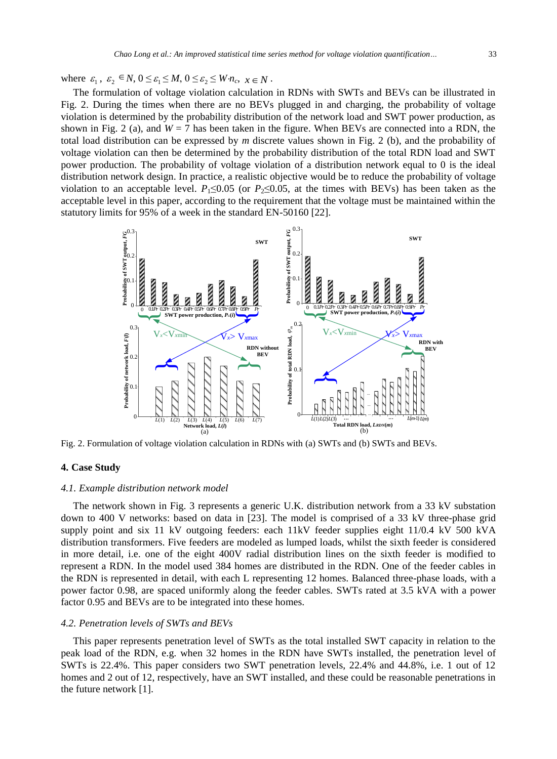where $\varepsilon_1$, $\varepsilon_2 \in N$, $0 \leq \varepsilon_1 \leq M$, $0 \leq \varepsilon_2 \leq W \cdot n_c$, $x \in N$.

The formulation of voltage violation calculation in RDNs with SWTs and BEVs can be illustrated in Fig. 2. During the times when there are no BEVs plugged in and charging, the probability of voltage violation is determined by the probability distribution of the network load and SWT power production, as shown in Fig. 2 (a), and $W = 7$ has been taken in the figure. When BEVs are connected into a RDN, the total load distribution can be expressed by *m* discrete values shown in Fig. 2 (b), and the probability of voltage violation can then be determined by the probability distribution of the total RDN load and SWT power production. The probability of voltage violation of a distribution network equal to 0 is the ideal distribution network design. In practice, a realistic objective would be to reduce the probability of voltage violation to an acceptable level. $P_1 \leq 0.05$ (or $P_2 \leq 0.05$, at the times with BEVs) has been taken as the acceptable level in this paper, according to the requirement that the voltage must be maintained within the statutory limits for 95% of a week in the standard EN-50160 [22].

Fig. 2. Formulation of voltage violation calculation in RDNs with (a) SWTs and (b) SWTs and BEVs.

## 4. Case Study

### *4.1. Example distribution network model*

The network shown in Fig. 3 represents a generic U.K. distribution network from a 33 kV substation down to 400 V networks: based on data in [23]. The model is comprised of a 33 kV three-phase grid supply point and six 11 kV outgoing feeders: each 11kV feeder supplies eight 11/0.4 kV 500 kVA distribution transformers. Five feeders are modeled as lumped loads, whilst the sixth feeder is considered in more detail, i.e. one of the eight 400V radial distribution lines on the sixth feeder is modified to represent a RDN. In the model used 384 homes are distributed in the RDN. One of the feeder cables in the RDN is represented in detail, with each L representing 12 homes. Balanced three-phase loads, with a power factor 0.98, are spaced uniformly along the feeder cables. SWTs rated at 3.5 kVA with a power factor 0.95 and BEVs are to be integrated into these homes.

### *4.2. Penetration levels of SWTs and BEVs*

This paper represents penetration level of SWTs as the total installed SWT capacity in relation to the peak load of the RDN, e.g. when 32 homes in the RDN have SWTs installed, the penetration level of SWTs is 22.4%. This paper considers two SWT penetration levels, 22.4% and 44.8%, i.e. 1 out of 12 homes and 2 out of 12, respectively, have an SWT installed, and these could be reasonable penetrations in the future network [1].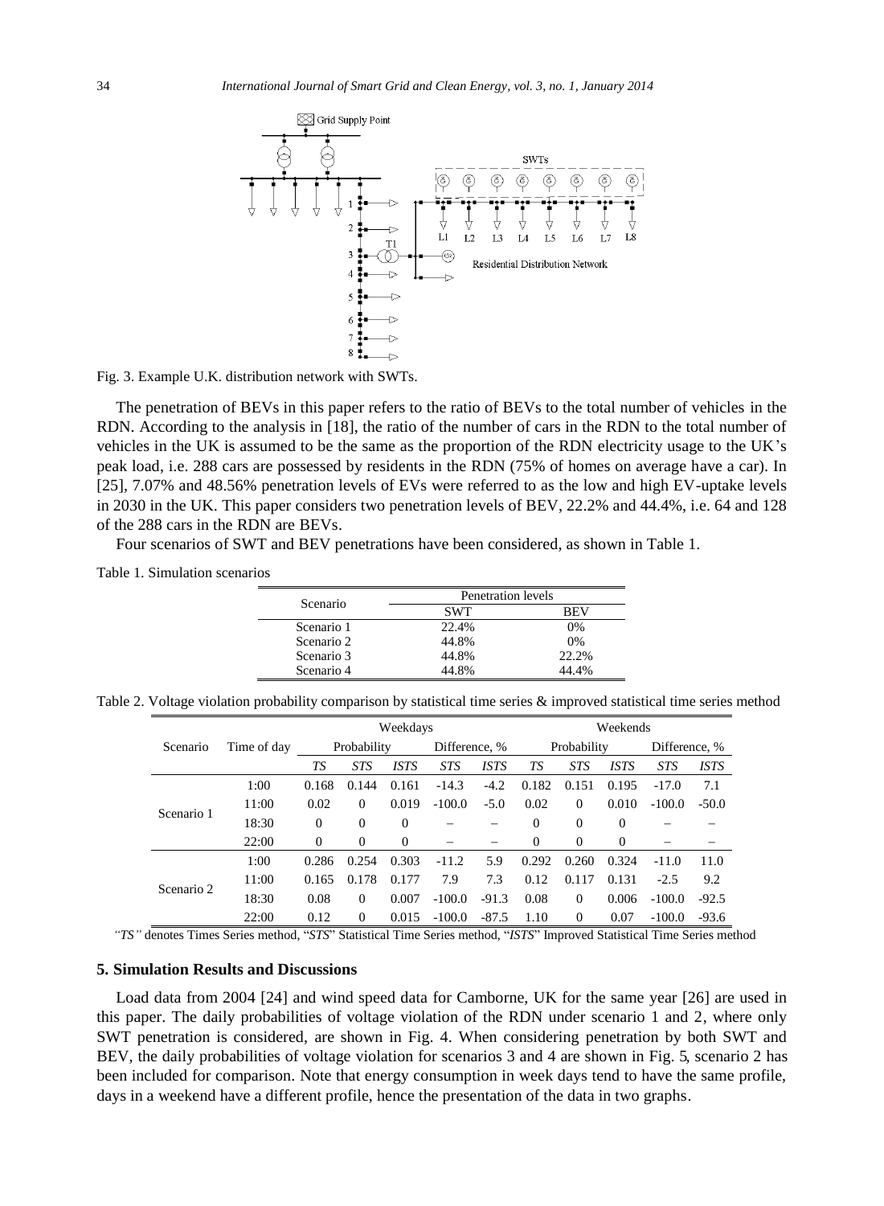Fig. 3. Example U.K. distribution network with SWTs.

The penetration of BEVs in this paper refers to the ratio of BEVs to the total number of vehicles in the RDN. According to the analysis in [18], the ratio of the number of cars in the RDN to the total number of vehicles in the UK is assumed to be the same as the proportion of the RDN electricity usage to the UK's peak load, i.e. 288 cars are possessed by residents in the RDN (75% of homes on average have a car). In [25], 7.07% and 48.56% penetration levels of EVs were referred to as the low and high EV-uptake levels in 2030 in the UK. This paper considers two penetration levels of BEV, 22.2% and 44.4%, i.e. 64 and 128 of the 288 cars in the RDN are BEVs.

Four scenarios of SWT and BEV penetrations have been considered, as shown in Table 1.

Table 1. Simulation scenarios

| Scenario | Penetration levels | |
|---|---|---|
| | SWT | BEV |
| Scenario 1 | 22.4% | 0% |
| Scenario 2 | 44.8% | 0% |
| Scenario 3 | 44.8% | 22.2% |
| Scenario 4 | 44.8% | 44.4% |

Table 2. Voltage violation probability comparison by statistical time series & improved statistical time series method

| Scenario | Time of day | Weekdays | | | | | Weekends | | | | |
|---|---|---|---|---|---|---|---|---|---|---|---|
| | | Probability | | | Difference, % | | Probability | | | Difference, % | |
| | | *TS* | *STS* | *ISTS* | *STS* | *ISTS* | *TS* | *STS* | *ISTS* | *STS* | *ISTS* |
| Scenario 1 | 1:00 | 0.168 | 0.144 | 0.161 | -14.3 | -4.2 | 0.182 | 0.151 | 0.195 | -17.0 | 7.1 |
| | 11:00 | 0.02 | 0 | 0.019 | -100.0 | -5.0 | 0.02 | 0 | 0.010 | -100.0 | -50.0 |
| | 18:30 | 0 | 0 | 0 | – | – | 0 | 0 | 0 | – | – |
| | 22:00 | 0 | 0 | 0 | – | – | 0 | 0 | 0 | – | – |
| Scenario 2 | 1:00 | 0.286 | 0.254 | 0.303 | -11.2 | 5.9 | 0.292 | 0.260 | 0.324 | -11.0 | 11.0 |
| | 11:00 | 0.165 | 0.178 | 0.177 | 7.9 | 7.3 | 0.12 | 0.117 | 0.131 | -2.5 | 9.2 |
| | 18:30 | 0.08 | 0 | 0.007 | -100.0 | -91.3 | 0.08 | 0 | 0.006 | -100.0 | -92.5 |
| | 22:00 | 0.12 | 0 | 0.015 | -100.0 | -87.5 | 1.10 | 0 | 0.07 | -100.0 | -93.6 |

*"TS"* denotes Times Series method, "*STS*" Statistical Time Series method, "*ISTS*" Improved Statistical Time Series method

## 5. Simulation Results and Discussions

Load data from 2004 [24] and wind speed data for Camborne, UK for the same year [26] are used in this paper. The daily probabilities of voltage violation of the RDN under scenario 1 and 2, where only SWT penetration is considered, are shown in Fig. 4. When considering penetration by both SWT and BEV, the daily probabilities of voltage violation for scenarios 3 and 4 are shown in Fig. 5, scenario 2 has been included for comparison. Note that energy consumption in week days tend to have the same profile, days in a weekend have a different profile, hence the presentation of the data in two graphs.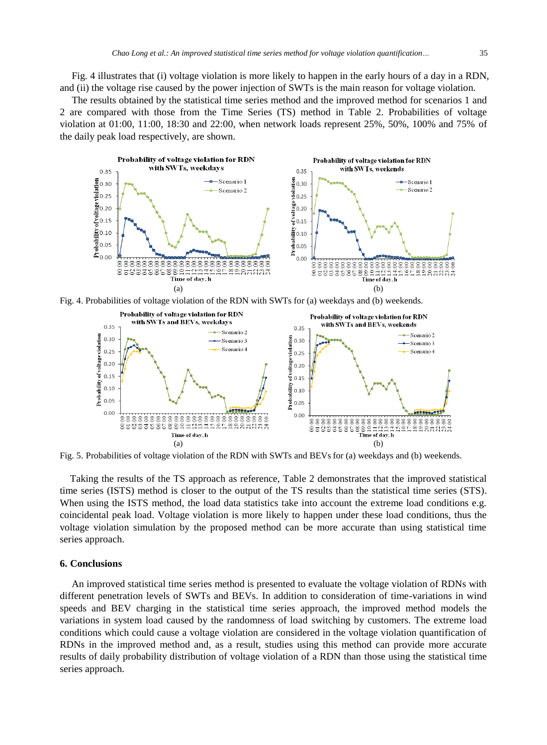Fig. 4 illustrates that (i) voltage violation is more likely to happen in the early hours of a day in a RDN, and (ii) the voltage rise caused by the power injection of SWTs is the main reason for voltage violation.

The results obtained by the statistical time series method and the improved method for scenarios 1 and 2 are compared with those from the Time Series (TS) method in Table 2. Probabilities of voltage violation at 01:00, 11:00, 18:30 and 22:00, when network loads represent 25%, 50%, 100% and 75% of the daily peak load respectively, are shown.

Fig. 4. Probabilities of voltage violation of the RDN with SWTs for (a) weekdays and (b) weekends.

Fig. 5. Probabilities of voltage violation of the RDN with SWTs and BEVs for (a) weekdays and (b) weekends.

Taking the results of the TS approach as reference, Table 2 demonstrates that the improved statistical time series (ISTS) method is closer to the output of the TS results than the statistical time series (STS). When using the ISTS method, the load data statistics take into account the extreme load conditions e.g. coincidental peak load. Voltage violation is more likely to happen under these load conditions, thus the voltage violation simulation by the proposed method can be more accurate than using statistical time series approach.

## 6. Conclusions

An improved statistical time series method is presented to evaluate the voltage violation of RDNs with different penetration levels of SWTs and BEVs. In addition to consideration of time-variations in wind speeds and BEV charging in the statistical time series approach, the improved method models the variations in system load caused by the randomness of load switching by customers. The extreme load conditions which could cause a voltage violation are considered in the voltage violation quantification of RDNs in the improved method and, as a result, studies using this method can provide more accurate results of daily probability distribution of voltage violation of a RDN than those using the statistical time series approach.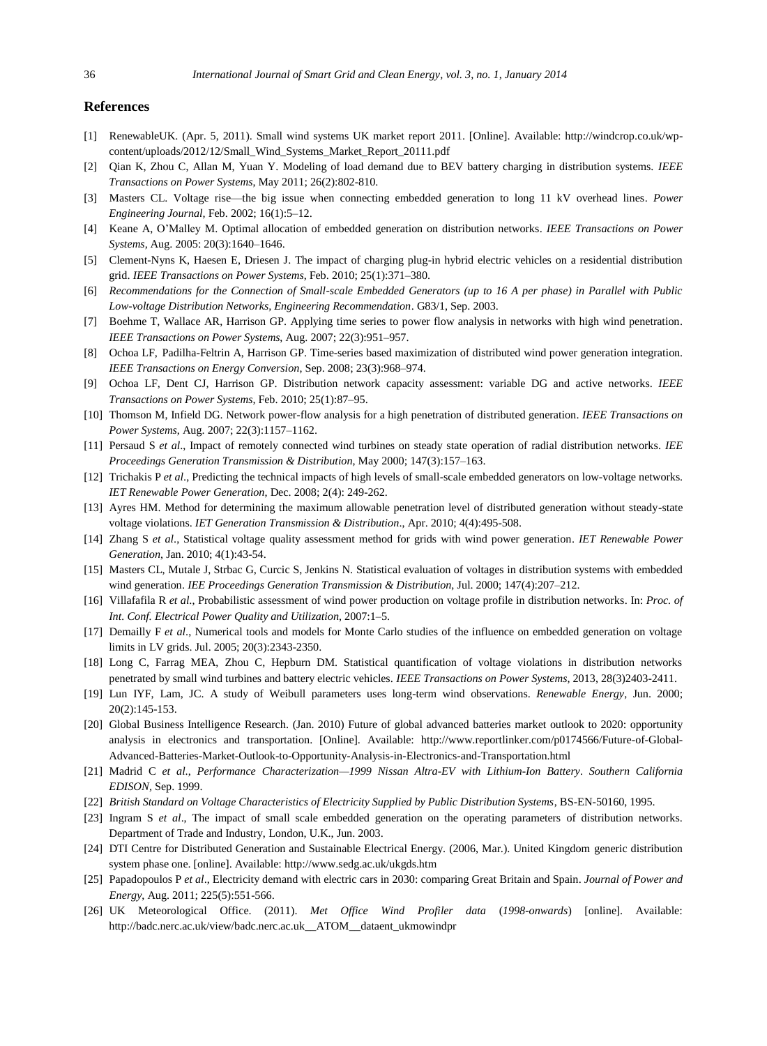## References

[1] RenewableUK. (Apr. 5, 2011). Small wind systems UK market report 2011. [Online]. Available: http://windcrop.co.uk/wp-content/uploads/2012/12/Small_Wind_Systems_Market_Report_20111.pdf

[2] Qian K, Zhou C, Allan M, Yuan Y. Modeling of load demand due to BEV battery charging in distribution systems. *IEEE Transactions on Power Systems*, May 2011; 26(2):802-810.

[3] Masters CL. Voltage rise—the big issue when connecting embedded generation to long 11 kV overhead lines. *Power Engineering Journal*, Feb. 2002; 16(1):5–12.

[4] Keane A, O'Malley M. Optimal allocation of embedded generation on distribution networks. *IEEE Transactions on Power Systems*, Aug. 2005: 20(3):1640–1646.

[5] Clement-Nyns K, Haesen E, Driesen J. The impact of charging plug-in hybrid electric vehicles on a residential distribution grid. *IEEE Transactions on Power Systems*, Feb. 2010; 25(1):371–380.

[6] *Recommendations for the Connection of Small-scale Embedded Generators (up to 16 A per phase) in Parallel with Public Low-voltage Distribution Networks, Engineering Recommendation*. G83/1, Sep. 2003.

[7] Boehme T, Wallace AR, Harrison GP. Applying time series to power flow analysis in networks with high wind penetration. *IEEE Transactions on Power Systems*, Aug. 2007; 22(3):951–957.

[8] Ochoa LF, Padilha-Feltrin A, Harrison GP. Time-series based maximization of distributed wind power generation integration. *IEEE Transactions on Energy Conversion*, Sep. 2008; 23(3):968–974.

[9] Ochoa LF, Dent CJ, Harrison GP. Distribution network capacity assessment: variable DG and active networks. *IEEE Transactions on Power Systems*, Feb. 2010; 25(1):87–95.

[10] Thomson M, Infield DG. Network power-flow analysis for a high penetration of distributed generation. *IEEE Transactions on Power Systems*, Aug. 2007; 22(3):1157–1162.

[11] Persaud S *et al*., Impact of remotely connected wind turbines on steady state operation of radial distribution networks. *IEE Proceedings Generation Transmission & Distribution*, May 2000; 147(3):157–163.

[12] Trichakis P *et al*., Predicting the technical impacts of high levels of small-scale embedded generators on low-voltage networks. *IET Renewable Power Generation*, Dec. 2008; 2(4): 249-262.

[13] Ayres HM. Method for determining the maximum allowable penetration level of distributed generation without steady-state voltage violations. *IET Generation Transmission & Distribution*., Apr. 2010; 4(4):495-508.

[14] Zhang S *et al*., Statistical voltage quality assessment method for grids with wind power generation. *IET Renewable Power Generation*, Jan. 2010; 4(1):43-54.

[15] Masters CL, Mutale J, Strbac G, Curcic S, Jenkins N. Statistical evaluation of voltages in distribution systems with embedded wind generation. *IEE Proceedings Generation Transmission & Distribution*, Jul. 2000; 147(4):207–212.

[16] Villafafila R *et al.*, Probabilistic assessment of wind power production on voltage profile in distribution networks. In: *Proc. of Int. Conf. Electrical Power Quality and Utilization*, 2007:1–5.

[17] Demailly F *et al*., Numerical tools and models for Monte Carlo studies of the influence on embedded generation on voltage limits in LV grids. Jul. 2005; 20(3):2343-2350.

[18] Long C, Farrag MEA, Zhou C, Hepburn DM. Statistical quantification of voltage violations in distribution networks penetrated by small wind turbines and battery electric vehicles. *IEEE Transactions on Power Systems*, 2013, 28(3)2403-2411.

[19] Lun IYF, Lam, JC. A study of Weibull parameters uses long-term wind observations. *Renewable Energy*, Jun. 2000; 20(2):145-153.

[20] Global Business Intelligence Research. (Jan. 2010) Future of global advanced batteries market outlook to 2020: opportunity analysis in electronics and transportation. [Online]. Available: http://www.reportlinker.com/p0174566/Future-of-Global-Advanced-Batteries-Market-Outlook-to-Opportunity-Analysis-in-Electronics-and-Transportation.html

[21] Madrid C *et al*., *Performance Characterization—1999 Nissan Altra-EV with Lithium-Ion Battery*. *Southern California EDISON*, Sep. 1999.

[22] *British Standard on Voltage Characteristics of Electricity Supplied by Public Distribution Systems*, BS-EN-50160, 1995.

[23] Ingram S *et al*., The impact of small scale embedded generation on the operating parameters of distribution networks. Department of Trade and Industry, London, U.K., Jun. 2003.

[24] DTI Centre for Distributed Generation and Sustainable Electrical Energy. (2006, Mar.). United Kingdom generic distribution system phase one. [online]. Available: http://www.sedg.ac.uk/ukgds.htm

[25] Papadopoulos P *et al*., Electricity demand with electric cars in 2030: comparing Great Britain and Spain. *Journal of Power and Energy*, Aug. 2011; 225(5):551-566.

[26] UK Meteorological Office. (2011). *Met Office Wind Profiler data* (*1998-onwards*) [online]. Available: http://badc.nerc.ac.uk/view/badc.nerc.ac.uk__ATOM__dataent_ukmowindpr